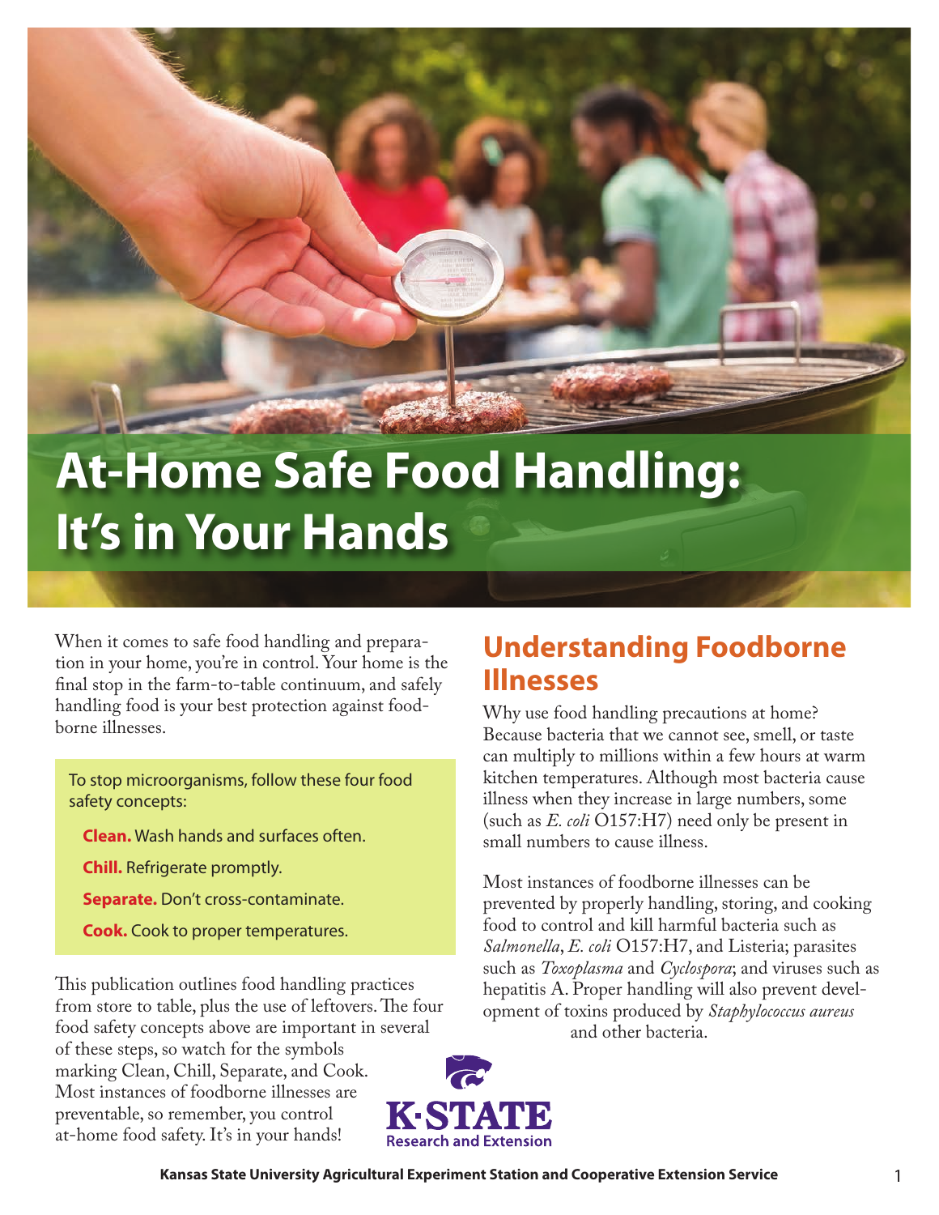# At-Home Safe Food Handling: It's in Your Hands

When it comes to safe food handling and preparation in your home, you're in control. Your home is the final stop in the farm-to-table continuum, and safely handling food is your best protection against foodborne illnesses.

To stop microorganisms, follow these four food safety concepts:

**Clean.** Wash hands and surfaces often.

**Chill.** Refrigerate promptly.

**Separate.** Don't cross-contaminate.

**Cook.** Cook to proper temperatures.

This publication outlines food handling practices from store to table, plus the use of leftovers. The four food safety concepts above are important in several of these steps, so watch for the symbols marking Clean, Chill, Separate, and Cook. Most instances of foodborne illnesses are preventable, so remember, you control at-home food safety. It's in your hands!

## Understanding Foodborne Illnesses

Why use food handling precautions at home? Because bacteria that we cannot see, smell, or taste can multiply to millions within a few hours at warm kitchen temperatures. Although most bacteria cause illness when they increase in large numbers, some (such as *E. coli* O157:H7) need only be present in small numbers to cause illness.

Most instances of foodborne illnesses can be prevented by properly handling, storing, and cooking food to control and kill harmful bacteria such as *Salmonella*, *E. coli* O157:H7, and Listeria; parasites such as *Toxoplasma* and *Cyclospora*; and viruses such as hepatitis A. Proper handling will also prevent development of toxins produced by *Staphylococcus aureus* and other bacteria.

K-STATE Research and Extension

Kansas State University Agricultural Experiment Station and Cooperative Extension Service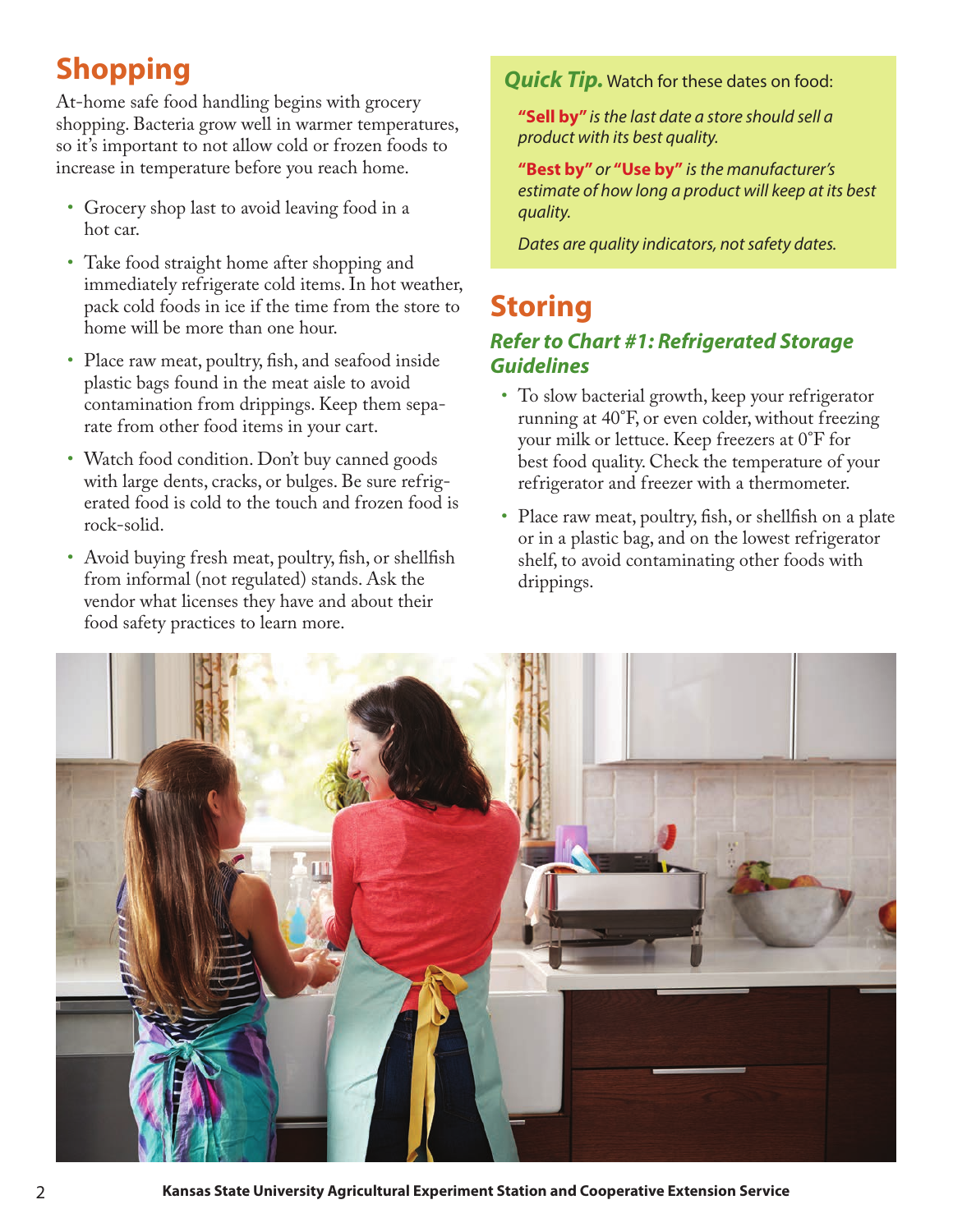## Shopping

At-home safe food handling begins with grocery shopping. Bacteria grow well in warmer temperatures, so it's important to not allow cold or frozen foods to increase in temperature before you reach home.

- Grocery shop last to avoid leaving food in a hot car.
- Take food straight home after shopping and immediately refrigerate cold items. In hot weather, pack cold foods in ice if the time from the store to home will be more than one hour.
- Place raw meat, poultry, fish, and seafood inside plastic bags found in the meat aisle to avoid contamination from drippings. Keep them separate from other food items in your cart.
- Watch food condition. Don't buy canned goods with large dents, cracks, or bulges. Be sure refrigerated food is cold to the touch and frozen food is rock-solid.
- Avoid buying fresh meat, poultry, fish, or shellfish from informal (not regulated) stands. Ask the vendor what licenses they have and about their food safety practices to learn more.

***Quick Tip.*** Watch for these dates on food:

***"Sell by"*** *is the last date a store should sell a product with its best quality.*

***"Best by"*** *or* ***"Use by"*** *is the manufacturer's estimate of how long a product will keep at its best quality.*

*Dates are quality indicators, not safety dates.*

## Storing

### *Refer to Chart #1: Refrigerated Storage Guidelines*

- To slow bacterial growth, keep your refrigerator running at 40°F, or even colder, without freezing your milk or lettuce. Keep freezers at 0°F for best food quality. Check the temperature of your refrigerator and freezer with a thermometer.
- Place raw meat, poultry, fish, or shellfish on a plate or in a plastic bag, and on the lowest refrigerator shelf, to avoid contaminating other foods with drippings.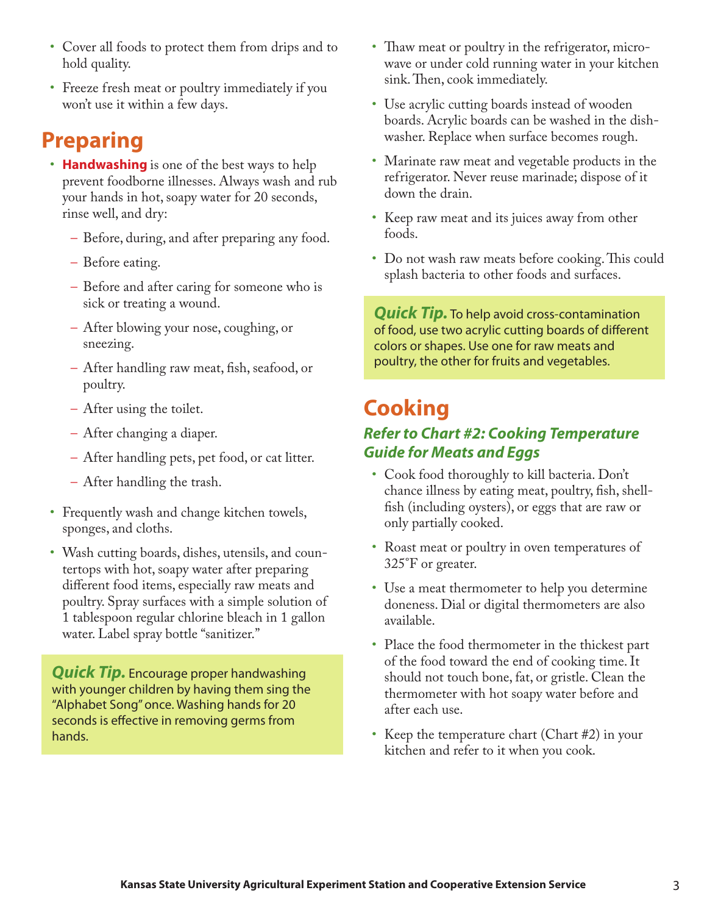- Cover all foods to protect them from drips and to hold quality.
- Freeze fresh meat or poultry immediately if you won't use it within a few days.

## Preparing

- **Handwashing** is one of the best ways to help prevent foodborne illnesses. Always wash and rub your hands in hot, soapy water for 20 seconds, rinse well, and dry:
  - Before, during, and after preparing any food.
  - Before eating.
  - Before and after caring for someone who is sick or treating a wound.
  - After blowing your nose, coughing, or sneezing.
  - After handling raw meat, fish, seafood, or poultry.
  - After using the toilet.
  - After changing a diaper.
  - After handling pets, pet food, or cat litter.
  - After handling the trash.
- Frequently wash and change kitchen towels, sponges, and cloths.
- Wash cutting boards, dishes, utensils, and countertops with hot, soapy water after preparing different food items, especially raw meats and poultry. Spray surfaces with a simple solution of 1 tablespoon regular chlorine bleach in 1 gallon water. Label spray bottle "sanitizer."

> ***Quick Tip.*** Encourage proper handwashing with younger children by having them sing the "Alphabet Song" once. Washing hands for 20 seconds is effective in removing germs from hands.

- Thaw meat or poultry in the refrigerator, microwave or under cold running water in your kitchen sink. Then, cook immediately.
- Use acrylic cutting boards instead of wooden boards. Acrylic boards can be washed in the dishwasher. Replace when surface becomes rough.
- Marinate raw meat and vegetable products in the refrigerator. Never reuse marinade; dispose of it down the drain.
- Keep raw meat and its juices away from other foods.
- Do not wash raw meats before cooking. This could splash bacteria to other foods and surfaces.

> ***Quick Tip.*** To help avoid cross-contamination of food, use two acrylic cutting boards of different colors or shapes. Use one for raw meats and poultry, the other for fruits and vegetables.

## Cooking

### *Refer to Chart #2: Cooking Temperature Guide for Meats and Eggs*

- Cook food thoroughly to kill bacteria. Don't chance illness by eating meat, poultry, fish, shellfish (including oysters), or eggs that are raw or only partially cooked.
- Roast meat or poultry in oven temperatures of 325°F or greater.
- Use a meat thermometer to help you determine doneness. Dial or digital thermometers are also available.
- Place the food thermometer in the thickest part of the food toward the end of cooking time. It should not touch bone, fat, or gristle. Clean the thermometer with hot soapy water before and after each use.
- Keep the temperature chart (Chart #2) in your kitchen and refer to it when you cook.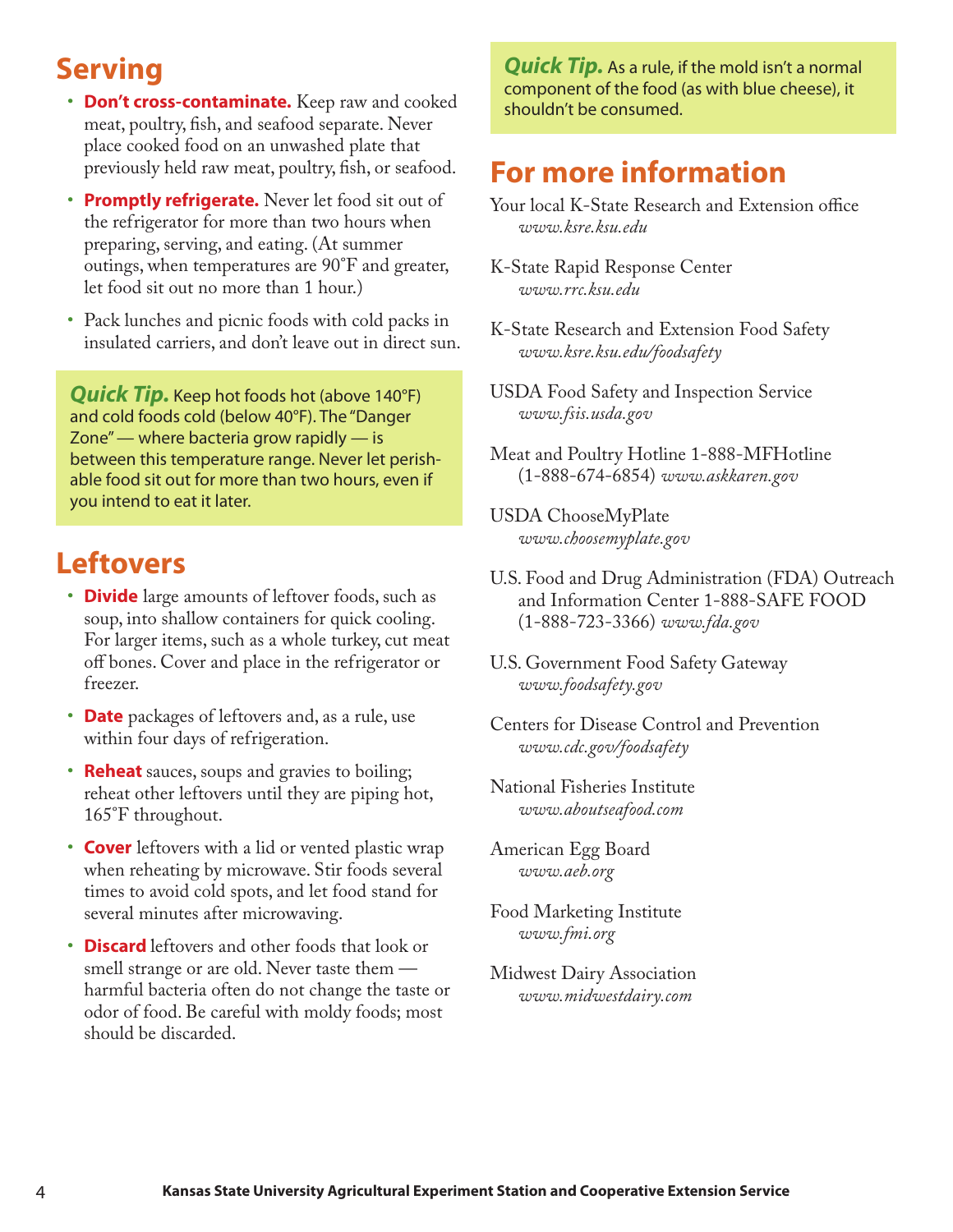## Serving

- **Don't cross-contaminate.** Keep raw and cooked meat, poultry, fish, and seafood separate. Never place cooked food on an unwashed plate that previously held raw meat, poultry, fish, or seafood.
- **Promptly refrigerate.** Never let food sit out of the refrigerator for more than two hours when preparing, serving, and eating. (At summer outings, when temperatures are 90°F and greater, let food sit out no more than 1 hour.)
- Pack lunches and picnic foods with cold packs in insulated carriers, and don't leave out in direct sun.

***Quick Tip.*** Keep hot foods hot (above 140°F) and cold foods cold (below 40°F). The "Danger Zone" — where bacteria grow rapidly — is between this temperature range. Never let perishable food sit out for more than two hours, even if you intend to eat it later.

## Leftovers

- **Divide** large amounts of leftover foods, such as soup, into shallow containers for quick cooling. For larger items, such as a whole turkey, cut meat off bones. Cover and place in the refrigerator or freezer.
- **Date** packages of leftovers and, as a rule, use within four days of refrigeration.
- **Reheat** sauces, soups and gravies to boiling; reheat other leftovers until they are piping hot, 165°F throughout.
- **Cover** leftovers with a lid or vented plastic wrap when reheating by microwave. Stir foods several times to avoid cold spots, and let food stand for several minutes after microwaving.
- **Discard** leftovers and other foods that look or smell strange or are old. Never taste them — harmful bacteria often do not change the taste or odor of food. Be careful with moldy foods; most should be discarded.

***Quick Tip.*** As a rule, if the mold isn't a normal component of the food (as with blue cheese), it shouldn't be consumed.

## For more information

Your local K-State Research and Extension office
*www.ksre.ksu.edu*

K-State Rapid Response Center
*www.rrc.ksu.edu*

K-State Research and Extension Food Safety
*www.ksre.ksu.edu/foodsafety*

USDA Food Safety and Inspection Service
*www.fsis.usda.gov*

Meat and Poultry Hotline 1-888-MFHotline (1-888-674-6854) *www.askkaren.gov*

USDA ChooseMyPlate
*www.choosemyplate.gov*

U.S. Food and Drug Administration (FDA) Outreach and Information Center 1-888-SAFE FOOD (1-888-723-3366) *www.fda.gov*

U.S. Government Food Safety Gateway
*www.foodsafety.gov*

Centers for Disease Control and Prevention
*www.cdc.gov/foodsafety*

National Fisheries Institute
*www.aboutseafood.com*

American Egg Board
*www.aeb.org*

Food Marketing Institute
*www.fmi.org*

Midwest Dairy Association
*www.midwestdairy.com*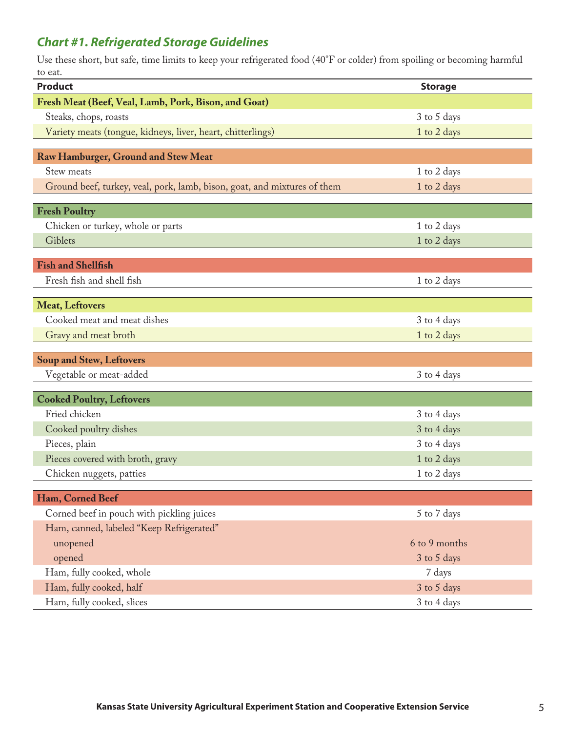## *Chart #1. Refrigerated Storage Guidelines*

Use these short, but safe, time limits to keep your refrigerated food (40°F or colder) from spoiling or becoming harmful to eat.

| Product | Storage |
|---|---|
| **Fresh Meat (Beef, Veal, Lamb, Pork, Bison, and Goat)** | |
| Steaks, chops, roasts | 3 to 5 days |
| Variety meats (tongue, kidneys, liver, heart, chitterlings) | 1 to 2 days |
| **Raw Hamburger, Ground and Stew Meat** | |
| Stew meats | 1 to 2 days |
| Ground beef, turkey, veal, pork, lamb, bison, goat, and mixtures of them | 1 to 2 days |
| **Fresh Poultry** | |
| Chicken or turkey, whole or parts | 1 to 2 days |
| Giblets | 1 to 2 days |
| **Fish and Shellfish** | |
| Fresh fish and shell fish | 1 to 2 days |
| **Meat, Leftovers** | |
| Cooked meat and meat dishes | 3 to 4 days |
| Gravy and meat broth | 1 to 2 days |
| **Soup and Stew, Leftovers** | |
| Vegetable or meat-added | 3 to 4 days |
| **Cooked Poultry, Leftovers** | |
| Fried chicken | 3 to 4 days |
| Cooked poultry dishes | 3 to 4 days |
| Pieces, plain | 3 to 4 days |
| Pieces covered with broth, gravy | 1 to 2 days |
| Chicken nuggets, patties | 1 to 2 days |
| **Ham, Corned Beef** | |
| Corned beef in pouch with pickling juices | 5 to 7 days |
| Ham, canned, labeled "Keep Refrigerated" | |
| unopened | 6 to 9 months |
| opened | 3 to 5 days |
| Ham, fully cooked, whole | 7 days |
| Ham, fully cooked, half | 3 to 5 days |
| Ham, fully cooked, slices | 3 to 4 days |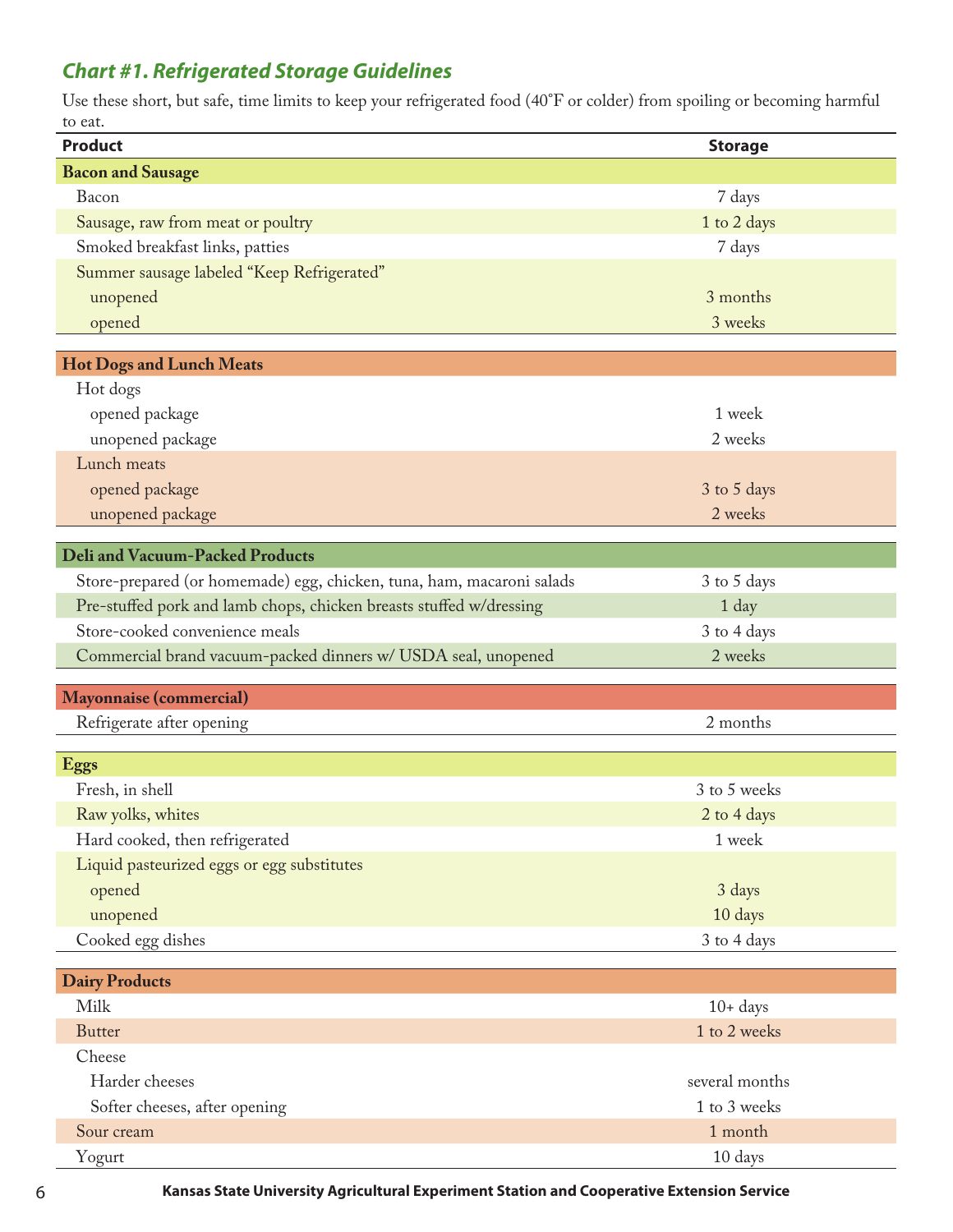## *Chart #1. Refrigerated Storage Guidelines*

Use these short, but safe, time limits to keep your refrigerated food (40°F or colder) from spoiling or becoming harmful to eat.

| Product | Storage |
|---|---|
| **Bacon and Sausage** | |
| Bacon | 7 days |
| Sausage, raw from meat or poultry | 1 to 2 days |
| Smoked breakfast links, patties | 7 days |
| Summer sausage labeled "Keep Refrigerated" | |
| unopened | 3 months |
| opened | 3 weeks |
| **Hot Dogs and Lunch Meats** | |
| Hot dogs | |
| opened package | 1 week |
| unopened package | 2 weeks |
| Lunch meats | |
| opened package | 3 to 5 days |
| unopened package | 2 weeks |
| **Deli and Vacuum-Packed Products** | |
| Store-prepared (or homemade) egg, chicken, tuna, ham, macaroni salads | 3 to 5 days |
| Pre-stuffed pork and lamb chops, chicken breasts stuffed w/dressing | 1 day |
| Store-cooked convenience meals | 3 to 4 days |
| Commercial brand vacuum-packed dinners w/ USDA seal, unopened | 2 weeks |
| **Mayonnaise (commercial)** | |
| Refrigerate after opening | 2 months |
| **Eggs** | |
| Fresh, in shell | 3 to 5 weeks |
| Raw yolks, whites | 2 to 4 days |
| Hard cooked, then refrigerated | 1 week |
| Liquid pasteurized eggs or egg substitutes | |
| opened | 3 days |
| unopened | 10 days |
| Cooked egg dishes | 3 to 4 days |
| **Dairy Products** | |
| Milk | 10+ days |
| Butter | 1 to 2 weeks |
| Cheese | |
| Harder cheeses | several months |
| Softer cheeses, after opening | 1 to 3 weeks |
| Sour cream | 1 month |
| Yogurt | 10 days |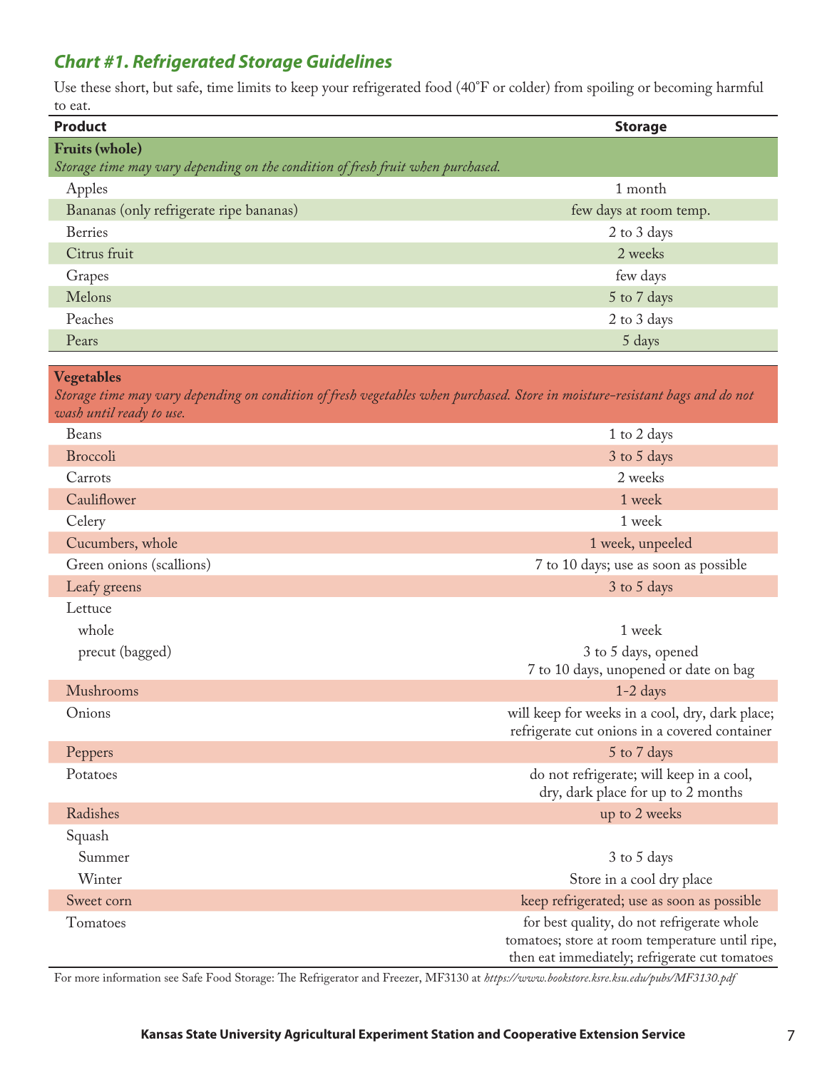## *Chart #1. Refrigerated Storage Guidelines*

Use these short, but safe, time limits to keep your refrigerated food (40°F or colder) from spoiling or becoming harmful to eat.

| Product | Storage |
|---|---|
| **Fruits (whole)** *Storage time may vary depending on the condition of fresh fruit when purchased.* | |
| Apples | 1 month |
| Bananas (only refrigerate ripe bananas) | few days at room temp. |
| Berries | 2 to 3 days |
| Citrus fruit | 2 weeks |
| Grapes | few days |
| Melons | 5 to 7 days |
| Peaches | 2 to 3 days |
| Pears | 5 days |
| **Vegetables** *Storage time may vary depending on condition of fresh vegetables when purchased. Store in moisture-resistant bags and do not wash until ready to use.* | |
| Beans | 1 to 2 days |
| Broccoli | 3 to 5 days |
| Carrots | 2 weeks |
| Cauliflower | 1 week |
| Celery | 1 week |
| Cucumbers, whole | 1 week, unpeeled |
| Green onions (scallions) | 7 to 10 days; use as soon as possible |
| Leafy greens | 3 to 5 days |
| Lettuce | |
| whole | 1 week |
| precut (bagged) | 3 to 5 days, opened; 7 to 10 days, unopened or date on bag |
| Mushrooms | 1-2 days |
| Onions | will keep for weeks in a cool, dry, dark place; refrigerate cut onions in a covered container |
| Peppers | 5 to 7 days |
| Potatoes | do not refrigerate; will keep in a cool, dry, dark place for up to 2 months |
| Radishes | up to 2 weeks |
| Squash | |
| Summer | 3 to 5 days |
| Winter | Store in a cool dry place |
| Sweet corn | keep refrigerated; use as soon as possible |
| Tomatoes | for best quality, do not refrigerate whole tomatoes; store at room temperature until ripe, then eat immediately; refrigerate cut tomatoes |

For more information see Safe Food Storage: The Refrigerator and Freezer, MF3130 at *https://www.bookstore.ksre.ksu.edu/pubs/MF3130.pdf*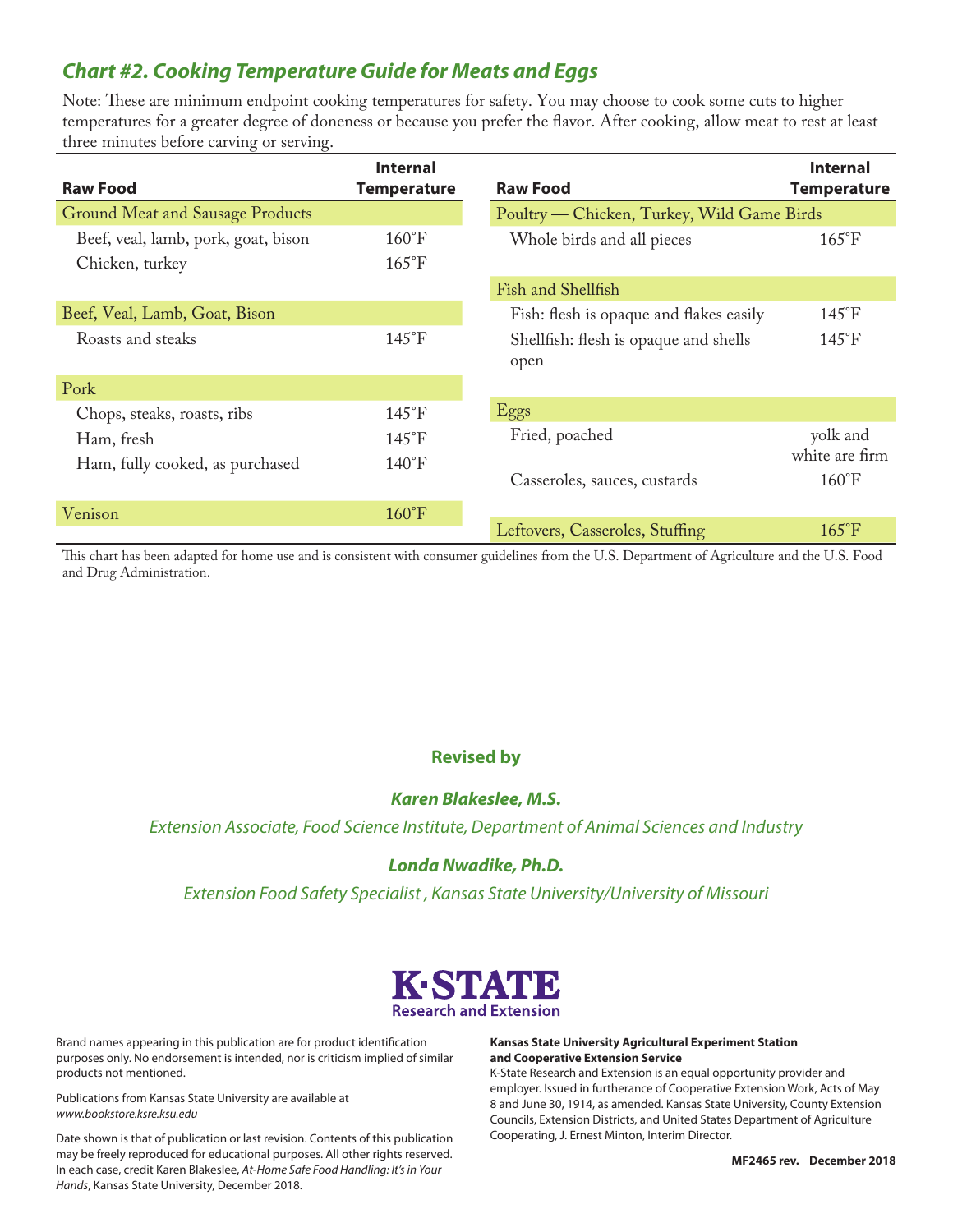## Chart #2. Cooking Temperature Guide for Meats and Eggs

Note: These are minimum endpoint cooking temperatures for safety. You may choose to cook some cuts to higher temperatures for a greater degree of doneness or because you prefer the flavor. After cooking, allow meat to rest at least three minutes before carving or serving.

| Raw Food | Internal Temperature |
|---|---|
| **Ground Meat and Sausage Products** | |
| Beef, veal, lamb, pork, goat, bison | 160°F |
| Chicken, turkey | 165°F |
| **Beef, Veal, Lamb, Goat, Bison** | |
| Roasts and steaks | 145°F |
| **Pork** | |
| Chops, steaks, roasts, ribs | 145°F |
| Ham, fresh | 145°F |
| Ham, fully cooked, as purchased | 140°F |
| **Venison** | 160°F |
| **Poultry — Chicken, Turkey, Wild Game Birds** | |
| Whole birds and all pieces | 165°F |
| **Fish and Shellfish** | |
| Fish: flesh is opaque and flakes easily | 145°F |
| Shellfish: flesh is opaque and shells open | 145°F |
| **Eggs** | |
| Fried, poached | yolk and white are firm |
| Casseroles, sauces, custards | 160°F |
| **Leftovers, Casseroles, Stuffing** | 165°F |

This chart has been adapted for home use and is consistent with consumer guidelines from the U.S. Department of Agriculture and the U.S. Food and Drug Administration.

**Revised by**

***Karen Blakeslee, M.S.***

*Extension Associate, Food Science Institute, Department of Animal Sciences and Industry*

***Londa Nwadike, Ph.D.***

*Extension Food Safety Specialist , Kansas State University/University of Missouri*

K·STATE
Research and Extension

Brand names appearing in this publication are for product identification purposes only. No endorsement is intended, nor is criticism implied of similar products not mentioned.

Publications from Kansas State University are available at *www.bookstore.ksre.ksu.edu*

Date shown is that of publication or last revision. Contents of this publication may be freely reproduced for educational purposes. All other rights reserved. In each case, credit Karen Blakeslee, *At-Home Safe Food Handling: It's in Your Hands*, Kansas State University, December 2018.

**Kansas State University Agricultural Experiment Station and Cooperative Extension Service**

K-State Research and Extension is an equal opportunity provider and employer. Issued in furtherance of Cooperative Extension Work, Acts of May 8 and June 30, 1914, as amended. Kansas State University, County Extension Councils, Extension Districts, and United States Department of Agriculture Cooperating, J. Ernest Minton, Interim Director.

**MF2465 rev. December 2018**